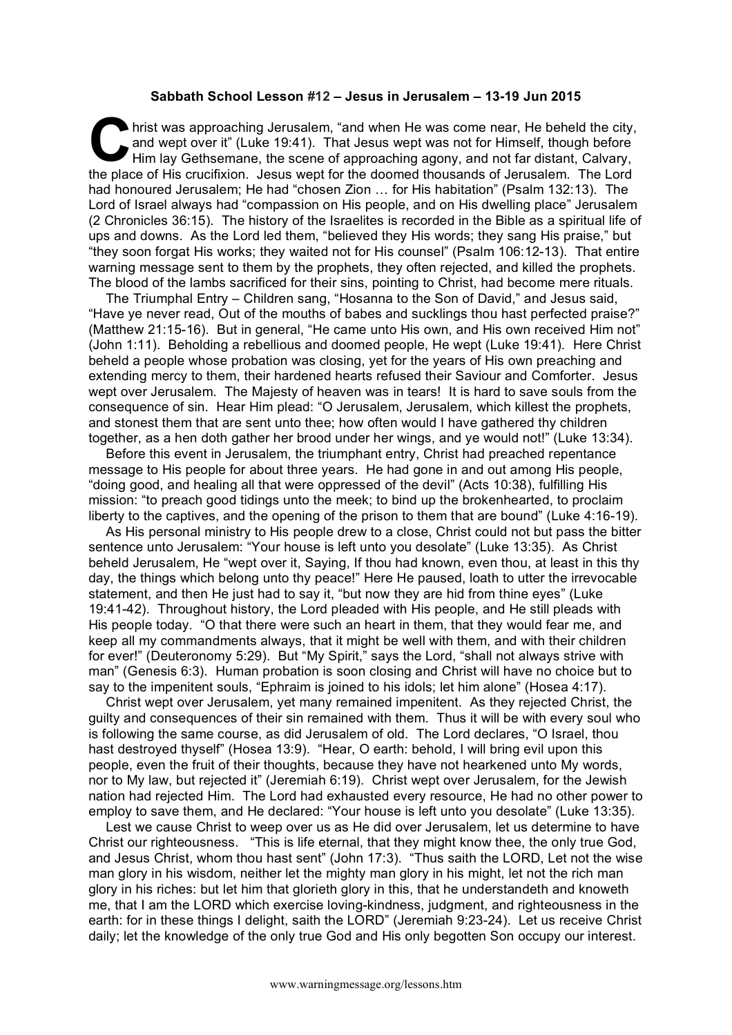**Sabbath School Lesson #12 – Jesus in Jerusalem – 13-19 Jun 2015**

Christ was approaching Jerusalem, "and when He was come near, He beheld the city, and wept over it" (Luke 19:41). That Jesus wept was not for Himself, though before Him lay Gethsemane, the scene of approaching agony, and not far distant, Calvary, the place of His crucifixion. Jesus wept for the doomed thousands of Jerusalem. The Lord had honoured Jerusalem; He had "chosen Zion … for His habitation" (Psalm 132:13). The Lord of Israel always had "compassion on His people, and on His dwelling place" Jerusalem (2 Chronicles 36:15). The history of the Israelites is recorded in the Bible as a spiritual life of ups and downs. As the Lord led them, "believed they His words; they sang His praise," but "they soon forgat His works; they waited not for His counsel" (Psalm 106:12-13). That entire warning message sent to them by the prophets, they often rejected, and killed the prophets. The blood of the lambs sacrificed for their sins, pointing to Christ, had become mere rituals.

The Triumphal Entry – Children sang, "Hosanna to the Son of David," and Jesus said, "Have ye never read, Out of the mouths of babes and sucklings thou hast perfected praise?" (Matthew 21:15-16). But in general, "He came unto His own, and His own received Him not" (John 1:11). Beholding a rebellious and doomed people, He wept (Luke 19:41). Here Christ beheld a people whose probation was closing, yet for the years of His own preaching and extending mercy to them, their hardened hearts refused their Saviour and Comforter. Jesus wept over Jerusalem. The Majesty of heaven was in tears! It is hard to save souls from the consequence of sin. Hear Him plead: "O Jerusalem, Jerusalem, which killest the prophets, and stonest them that are sent unto thee; how often would I have gathered thy children together, as a hen doth gather her brood under her wings, and ye would not!" (Luke 13:34).

Before this event in Jerusalem, the triumphant entry, Christ had preached repentance message to His people for about three years. He had gone in and out among His people, "doing good, and healing all that were oppressed of the devil" (Acts 10:38), fulfilling His mission: "to preach good tidings unto the meek; to bind up the brokenhearted, to proclaim liberty to the captives, and the opening of the prison to them that are bound" (Luke 4:16-19).

As His personal ministry to His people drew to a close, Christ could not but pass the bitter sentence unto Jerusalem: "Your house is left unto you desolate" (Luke 13:35). As Christ beheld Jerusalem, He "wept over it, Saying, If thou had known, even thou, at least in this thy day, the things which belong unto thy peace!" Here He paused, loath to utter the irrevocable statement, and then He just had to say it, "but now they are hid from thine eyes" (Luke 19:41-42). Throughout history, the Lord pleaded with His people, and He still pleads with His people today. "O that there were such an heart in them, that they would fear me, and keep all my commandments always, that it might be well with them, and with their children for ever!" (Deuteronomy 5:29). But "My Spirit," says the Lord, "shall not always strive with man" (Genesis 6:3). Human probation is soon closing and Christ will have no choice but to say to the impenitent souls, "Ephraim is joined to his idols; let him alone" (Hosea 4:17).

Christ wept over Jerusalem, yet many remained impenitent. As they rejected Christ, the guilty and consequences of their sin remained with them. Thus it will be with every soul who is following the same course, as did Jerusalem of old. The Lord declares, "O Israel, thou hast destroyed thyself" (Hosea 13:9). "Hear, O earth: behold, I will bring evil upon this people, even the fruit of their thoughts, because they have not hearkened unto My words, nor to My law, but rejected it" (Jeremiah 6:19). Christ wept over Jerusalem, for the Jewish nation had rejected Him. The Lord had exhausted every resource, He had no other power to employ to save them, and He declared: "Your house is left unto you desolate" (Luke 13:35).

Lest we cause Christ to weep over us as He did over Jerusalem, let us determine to have Christ our righteousness. "This is life eternal, that they might know thee, the only true God, and Jesus Christ, whom thou hast sent" (John 17:3). "Thus saith the LORD, Let not the wise man glory in his wisdom, neither let the mighty man glory in his might, let not the rich man glory in his riches: but let him that glorieth glory in this, that he understandeth and knoweth me, that I am the LORD which exercise loving-kindness, judgment, and righteousness in the earth: for in these things I delight, saith the LORD" (Jeremiah 9:23-24). Let us receive Christ daily; let the knowledge of the only true God and His only begotten Son occupy our interest.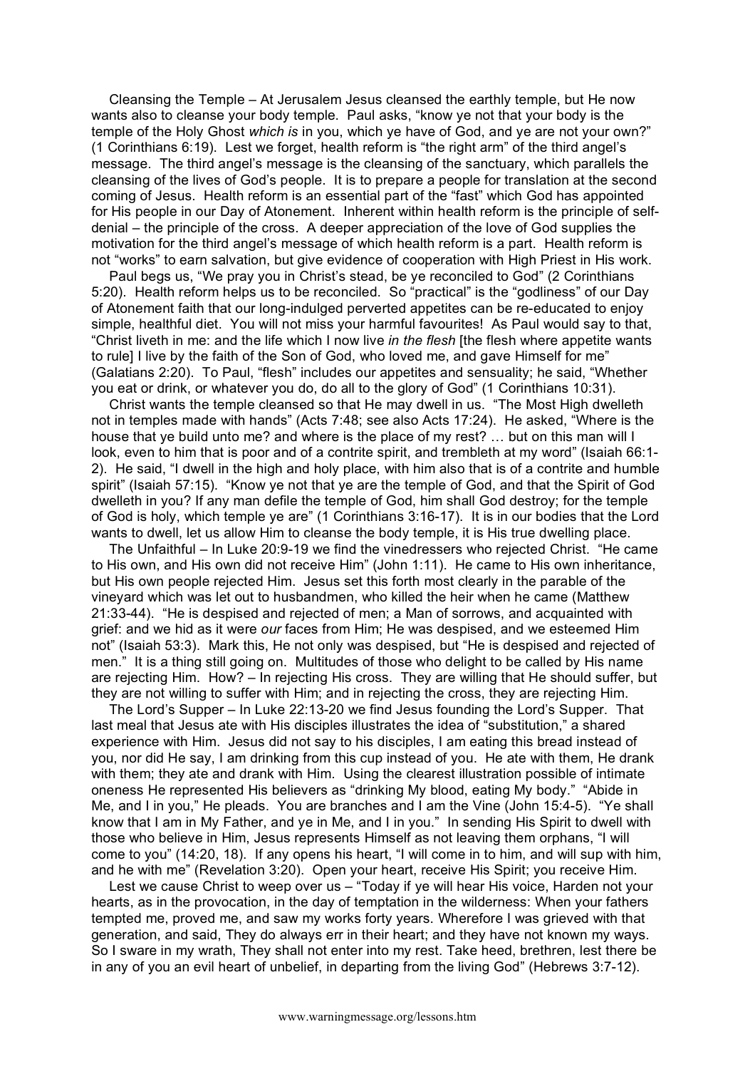Cleansing the Temple – At Jerusalem Jesus cleansed the earthly temple, but He now wants also to cleanse your body temple. Paul asks, "know ye not that your body is the temple of the Holy Ghost *which is* in you, which ye have of God, and ye are not your own?" (1 Corinthians 6:19). Lest we forget, health reform is "the right arm" of the third angel's message. The third angel's message is the cleansing of the sanctuary, which parallels the cleansing of the lives of God's people. It is to prepare a people for translation at the second coming of Jesus. Health reform is an essential part of the "fast" which God has appointed for His people in our Day of Atonement. Inherent within health reform is the principle of self-denial – the principle of the cross. A deeper appreciation of the love of God supplies the motivation for the third angel's message of which health reform is a part. Health reform is not "works" to earn salvation, but give evidence of cooperation with High Priest in His work.

Paul begs us, "We pray you in Christ's stead, be ye reconciled to God" (2 Corinthians 5:20). Health reform helps us to be reconciled. So "practical" is the "godliness" of our Day of Atonement faith that our long-indulged perverted appetites can be re-educated to enjoy simple, healthful diet. You will not miss your harmful favourites! As Paul would say to that, "Christ liveth in me: and the life which I now live *in the flesh* [the flesh where appetite wants to rule] I live by the faith of the Son of God, who loved me, and gave Himself for me" (Galatians 2:20). To Paul, "flesh" includes our appetites and sensuality; he said, "Whether you eat or drink, or whatever you do, do all to the glory of God" (1 Corinthians 10:31).

Christ wants the temple cleansed so that He may dwell in us. "The Most High dwelleth not in temples made with hands" (Acts 7:48; see also Acts 17:24). He asked, "Where is the house that ye build unto me? and where is the place of my rest? … but on this man will I look, even to him that is poor and of a contrite spirit, and trembleth at my word" (Isaiah 66:1-2). He said, "I dwell in the high and holy place, with him also that is of a contrite and humble spirit" (Isaiah 57:15). "Know ye not that ye are the temple of God, and that the Spirit of God dwelleth in you? If any man defile the temple of God, him shall God destroy; for the temple of God is holy, which temple ye are" (1 Corinthians 3:16-17). It is in our bodies that the Lord wants to dwell, let us allow Him to cleanse the body temple, it is His true dwelling place.

The Unfaithful – In Luke 20:9-19 we find the vinedressers who rejected Christ. "He came to His own, and His own did not receive Him" (John 1:11). He came to His own inheritance, but His own people rejected Him. Jesus set this forth most clearly in the parable of the vineyard which was let out to husbandmen, who killed the heir when he came (Matthew 21:33-44). "He is despised and rejected of men; a Man of sorrows, and acquainted with grief: and we hid as it were *our* faces from Him; He was despised, and we esteemed Him not" (Isaiah 53:3). Mark this, He not only was despised, but "He is despised and rejected of men." It is a thing still going on. Multitudes of those who delight to be called by His name are rejecting Him. How? – In rejecting His cross. They are willing that He should suffer, but they are not willing to suffer with Him; and in rejecting the cross, they are rejecting Him.

The Lord's Supper – In Luke 22:13-20 we find Jesus founding the Lord's Supper. That last meal that Jesus ate with His disciples illustrates the idea of "substitution," a shared experience with Him. Jesus did not say to his disciples, I am eating this bread instead of you, nor did He say, I am drinking from this cup instead of you. He ate with them, He drank with them; they ate and drank with Him. Using the clearest illustration possible of intimate oneness He represented His believers as "drinking My blood, eating My body." "Abide in Me, and I in you," He pleads. You are branches and I am the Vine (John 15:4-5). "Ye shall know that I am in My Father, and ye in Me, and I in you." In sending His Spirit to dwell with those who believe in Him, Jesus represents Himself as not leaving them orphans, "I will come to you" (14:20, 18). If any opens his heart, "I will come in to him, and will sup with him, and he with me" (Revelation 3:20). Open your heart, receive His Spirit; you receive Him.

Lest we cause Christ to weep over us – "Today if ye will hear His voice, Harden not your hearts, as in the provocation, in the day of temptation in the wilderness: When your fathers tempted me, proved me, and saw my works forty years. Wherefore I was grieved with that generation, and said, They do always err in their heart; and they have not known my ways. So I sware in my wrath, They shall not enter into my rest. Take heed, brethren, lest there be in any of you an evil heart of unbelief, in departing from the living God" (Hebrews 3:7-12).

www.warningmessage.org/lessons.htm